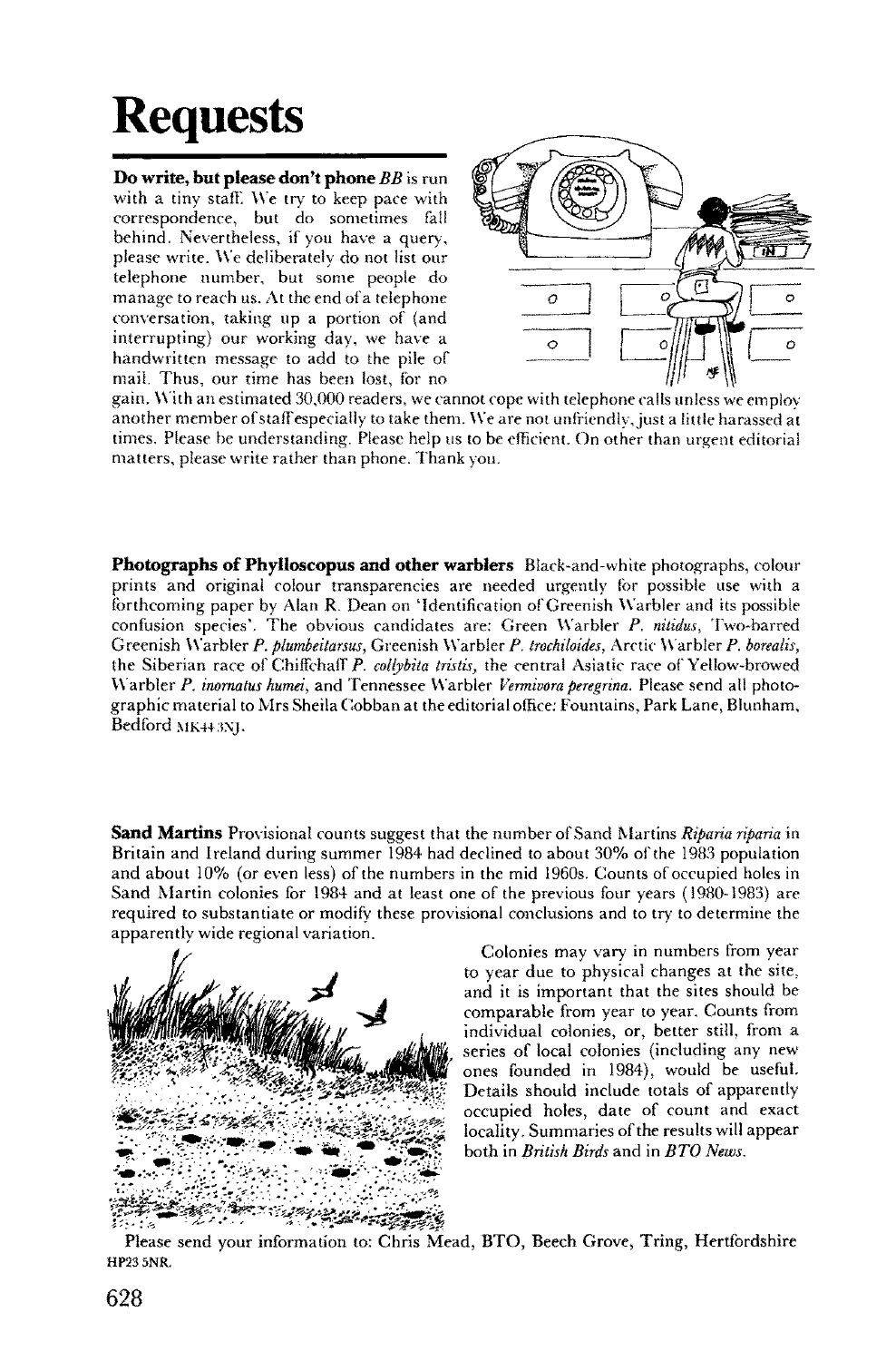# Requests

**Do write, but please don't phone** *BB* is run with a tiny staff. We try to keep pace with correspondence, but do sometimes fall behind. Nevertheless, if you have a query, please write. We deliberately do not list our telephone number, but some people do manage to reach us. At the end of a telephone conversation, taking up a portion of (and interrupting) our working day, we have a handwritten message to add to the pile of mail. Thus, our time has been lost, for no gain. With an estimated 30,000 readers, we cannot cope with telephone calls unless we employ another member of staff especially to take them. We are not unfriendly, just a little harassed at times. Please be understanding. Please help us to be efficient. On other than urgent editorial matters, please write rather than phone. Thank you.

**Photographs of Phylloscopus and other warblers** Black-and-white photographs, colour prints and original colour transparencies are needed urgently for possible use with a forthcoming paper by Alan R. Dean on 'Identification of Greenish Warbler and its possible confusion species'. The obvious candidates are: Green Warbler *P. nitidus*, Two-barred Greenish Warbler *P. plumbeitarsus*, Greenish Warbler *P. trochiloides*, Arctic Warbler *P. borealis*, the Siberian race of Chiffchaff *P. collybita tristis*, the central Asiatic race of Yellow-browed Warbler *P. inornatus humei*, and Tennessee Warbler *Vermivora peregrina*. Please send all photographic material to Mrs Sheila Cobban at the editorial office: Fountains, Park Lane, Blunham, Bedford MK44 3NJ.

**Sand Martins** Provisional counts suggest that the number of Sand Martins *Riparia riparia* in Britain and Ireland during summer 1984 had declined to about 30% of the 1983 population and about 10% (or even less) of the numbers in the mid 1960s. Counts of occupied holes in Sand Martin colonies for 1984 and at least one of the previous four years (1980-1983) are required to substantiate or modify these provisional conclusions and to try to determine the apparently wide regional variation.

Colonies may vary in numbers from year to year due to physical changes at the site, and it is important that the sites should be comparable from year to year. Counts from individual colonies, or, better still, from a series of local colonies (including any new ones founded in 1984), would be useful. Details should include totals of apparently occupied holes, date of count and exact locality. Summaries of the results will appear both in *British Birds* and in *BTO News*.

Please send your information to: Chris Mead, BTO, Beech Grove, Tring, Hertfordshire HP23 5NR.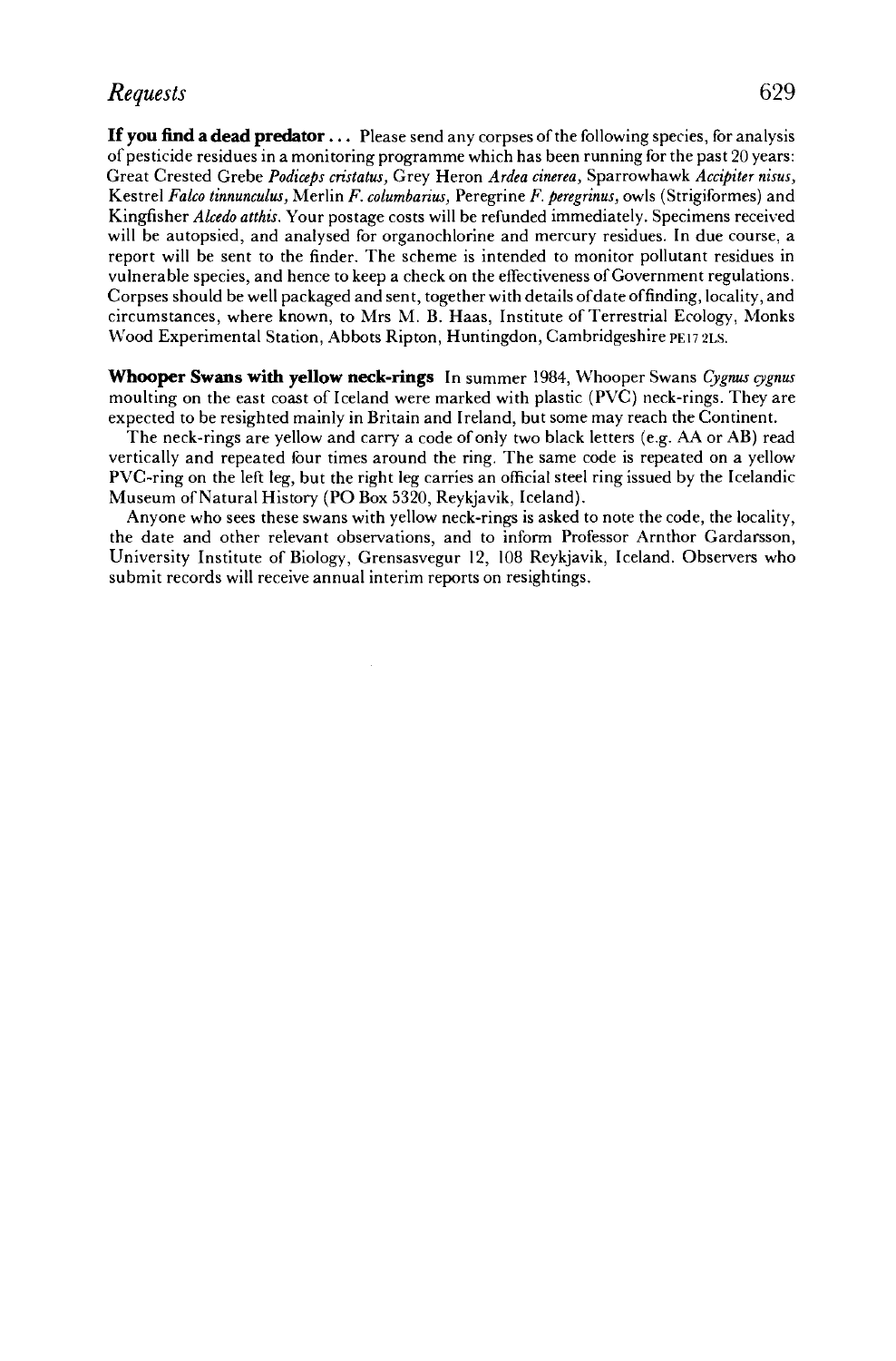## Requests

**If you find a dead predator . . .** Please send any corpses of the following species, for analysis of pesticide residues in a monitoring programme which has been running for the past 20 years: Great Crested Grebe *Podiceps cristatus*, Grey Heron *Ardea cinerea*, Sparrowhawk *Accipiter nisus*, Kestrel *Falco tinnunculus*, Merlin *F. columbarius*, Peregrine *F. peregrinus*, owls (Strigiformes) and Kingfisher *Alcedo atthis*. Your postage costs will be refunded immediately. Specimens received will be autopsied, and analysed for organochlorine and mercury residues. In due course, a report will be sent to the finder. The scheme is intended to monitor pollutant residues in vulnerable species, and hence to keep a check on the effectiveness of Government regulations. Corpses should be well packaged and sent, together with details of date of finding, locality, and circumstances, where known, to Mrs M. B. Haas, Institute of Terrestrial Ecology, Monks Wood Experimental Station, Abbots Ripton, Huntingdon, Cambridgeshire PE17 2LS.

**Whooper Swans with yellow neck-rings** In summer 1984, Whooper Swans *Cygnus cygnus* moulting on the east coast of Iceland were marked with plastic (PVC) neck-rings. They are expected to be resighted mainly in Britain and Ireland, but some may reach the Continent.

The neck-rings are yellow and carry a code of only two black letters (e.g. AA or AB) read vertically and repeated four times around the ring. The same code is repeated on a yellow PVC-ring on the left leg, but the right leg carries an official steel ring issued by the Icelandic Museum of Natural History (PO Box 5320, Reykjavik, Iceland).

Anyone who sees these swans with yellow neck-rings is asked to note the code, the locality, the date and other relevant observations, and to inform Professor Arnthor Gardarsson, University Institute of Biology, Grensasvegur 12, 108 Reykjavik, Iceland. Observers who submit records will receive annual interim reports on resightings.